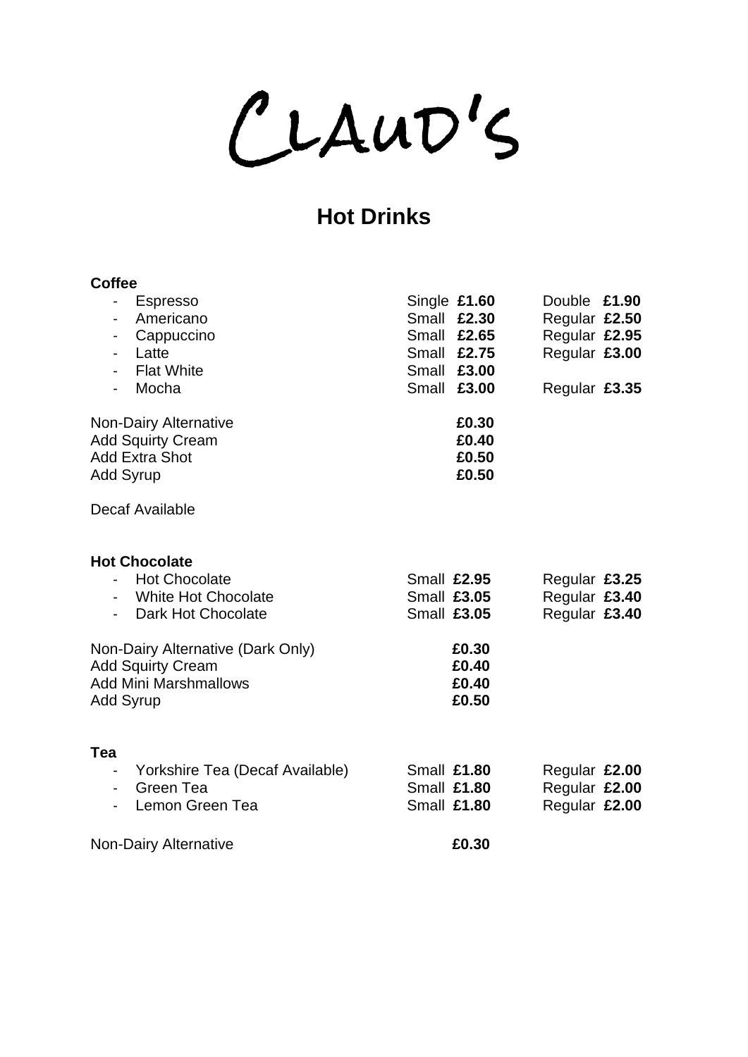# CLAUD'S

## Hot Drinks

**Coffee**

| | | |
|---|---|---|
| - Espresso | Single **£1.60** | Double **£1.90** |
| - Americano | Small **£2.30** | Regular **£2.50** |
| - Cappuccino | Small **£2.65** | Regular **£2.95** |
| - Latte | Small **£2.75** | Regular **£3.00** |
| - Flat White | Small **£3.00** | |
| - Mocha | Small **£3.00** | Regular **£3.35** |

| | |
|---|---|
| Non-Dairy Alternative | **£0.30** |
| Add Squirty Cream | **£0.40** |
| Add Extra Shot | **£0.50** |
| Add Syrup | **£0.50** |

Decaf Available

**Hot Chocolate**

| | | |
|---|---|---|
| - Hot Chocolate | Small **£2.95** | Regular **£3.25** |
| - White Hot Chocolate | Small **£3.05** | Regular **£3.40** |
| - Dark Hot Chocolate | Small **£3.05** | Regular **£3.40** |

| | |
|---|---|
| Non-Dairy Alternative (Dark Only) | **£0.30** |
| Add Squirty Cream | **£0.40** |
| Add Mini Marshmallows | **£0.40** |
| Add Syrup | **£0.50** |

**Tea**

| | | |
|---|---|---|
| - Yorkshire Tea (Decaf Available) | Small **£1.80** | Regular **£2.00** |
| - Green Tea | Small **£1.80** | Regular **£2.00** |
| - Lemon Green Tea | Small **£1.80** | Regular **£2.00** |

| | |
|---|---|
| Non-Dairy Alternative | **£0.30** |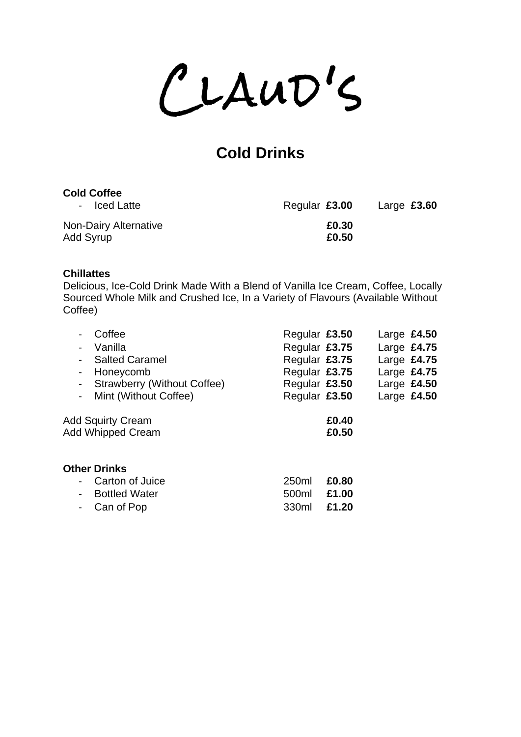# CLAUD'S

## Cold Drinks

**Cold Coffee**

| Item | Regular | Large |
|---|---|---|
| - Iced Latte | **£3.00** | **£3.60** |

| Extra | Price |
|---|---|
| Non-Dairy Alternative | **£0.30** |
| Add Syrup | **£0.50** |

**Chillattes**

Delicious, Ice-Cold Drink Made With a Blend of Vanilla Ice Cream, Coffee, Locally Sourced Whole Milk and Crushed Ice, In a Variety of Flavours (Available Without Coffee)

| Item | Regular | Large |
|---|---|---|
| - Coffee | **£3.50** | **£4.50** |
| - Vanilla | **£3.75** | **£4.75** |
| - Salted Caramel | **£3.75** | **£4.75** |
| - Honeycomb | **£3.75** | **£4.75** |
| - Strawberry (Without Coffee) | **£3.50** | **£4.50** |
| - Mint (Without Coffee) | **£3.50** | **£4.50** |

| Extra | Price |
|---|---|
| Add Squirty Cream | **£0.40** |
| Add Whipped Cream | **£0.50** |

**Other Drinks**

| Item | Size | Price |
|---|---|---|
| - Carton of Juice | 250ml | **£0.80** |
| - Bottled Water | 500ml | **£1.00** |
| - Can of Pop | 330ml | **£1.20** |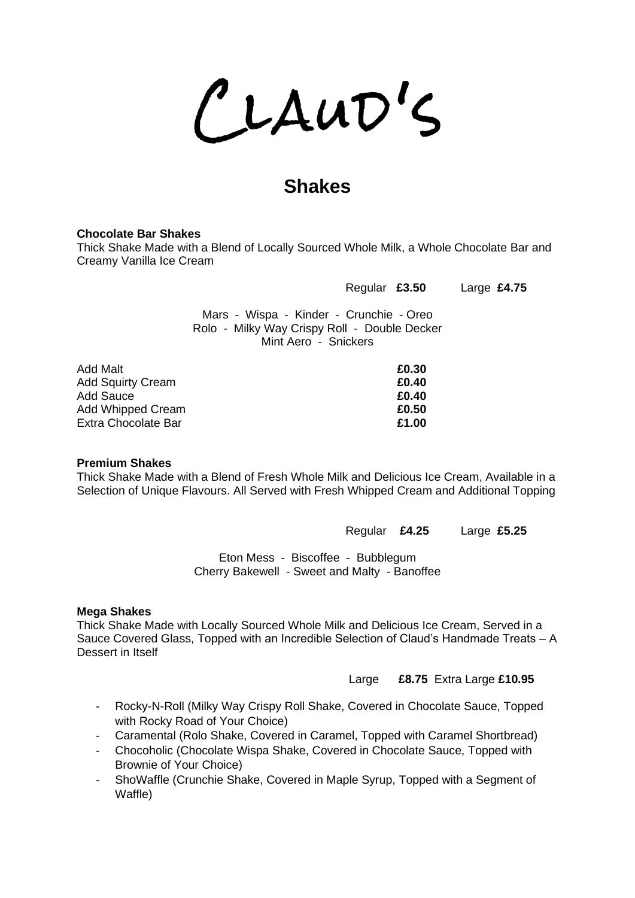# CLAUD'S

## Shakes

**Chocolate Bar Shakes**
Thick Shake Made with a Blend of Locally Sourced Whole Milk, a Whole Chocolate Bar and Creamy Vanilla Ice Cream

Regular **£3.50** Large **£4.75**

Mars - Wispa - Kinder - Crunchie - Oreo
Rolo - Milky Way Crispy Roll - Double Decker
Mint Aero - Snickers

| | |
|---|---|
| Add Malt | **£0.30** |
| Add Squirty Cream | **£0.40** |
| Add Sauce | **£0.40** |
| Add Whipped Cream | **£0.50** |
| Extra Chocolate Bar | **£1.00** |

**Premium Shakes**
Thick Shake Made with a Blend of Fresh Whole Milk and Delicious Ice Cream, Available in a Selection of Unique Flavours. All Served with Fresh Whipped Cream and Additional Topping

Regular **£4.25** Large **£5.25**

Eton Mess - Biscoffee - Bubblegum
Cherry Bakewell - Sweet and Malty - Banoffee

**Mega Shakes**
Thick Shake Made with Locally Sourced Whole Milk and Delicious Ice Cream, Served in a Sauce Covered Glass, Topped with an Incredible Selection of Claud's Handmade Treats – A Dessert in Itself

Large **£8.75** Extra Large **£10.95**

- Rocky-N-Roll (Milky Way Crispy Roll Shake, Covered in Chocolate Sauce, Topped with Rocky Road of Your Choice)
- Caramental (Rolo Shake, Covered in Caramel, Topped with Caramel Shortbread)
- Chocoholic (Chocolate Wispa Shake, Covered in Chocolate Sauce, Topped with Brownie of Your Choice)
- ShoWaffle (Crunchie Shake, Covered in Maple Syrup, Topped with a Segment of Waffle)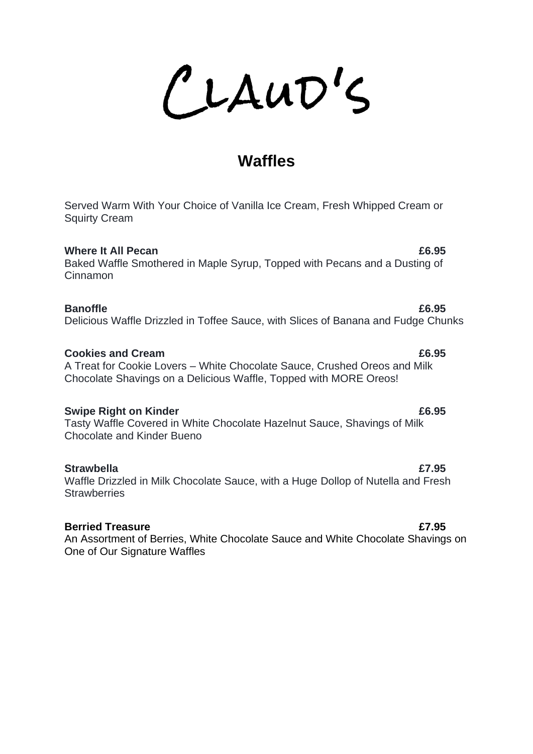# CLAUD'S

## Waffles

Served Warm With Your Choice of Vanilla Ice Cream, Fresh Whipped Cream or Squirty Cream

**Where It All Pecan** **£6.95**
Baked Waffle Smothered in Maple Syrup, Topped with Pecans and a Dusting of Cinnamon

**Banoffle** **£6.95**
Delicious Waffle Drizzled in Toffee Sauce, with Slices of Banana and Fudge Chunks

**Cookies and Cream** **£6.95**
A Treat for Cookie Lovers – White Chocolate Sauce, Crushed Oreos and Milk Chocolate Shavings on a Delicious Waffle, Topped with MORE Oreos!

**Swipe Right on Kinder** **£6.95**
Tasty Waffle Covered in White Chocolate Hazelnut Sauce, Shavings of Milk Chocolate and Kinder Bueno

**Strawbella** **£7.95**
Waffle Drizzled in Milk Chocolate Sauce, with a Huge Dollop of Nutella and Fresh Strawberries

**Berried Treasure** **£7.95**
An Assortment of Berries, White Chocolate Sauce and White Chocolate Shavings on One of Our Signature Waffles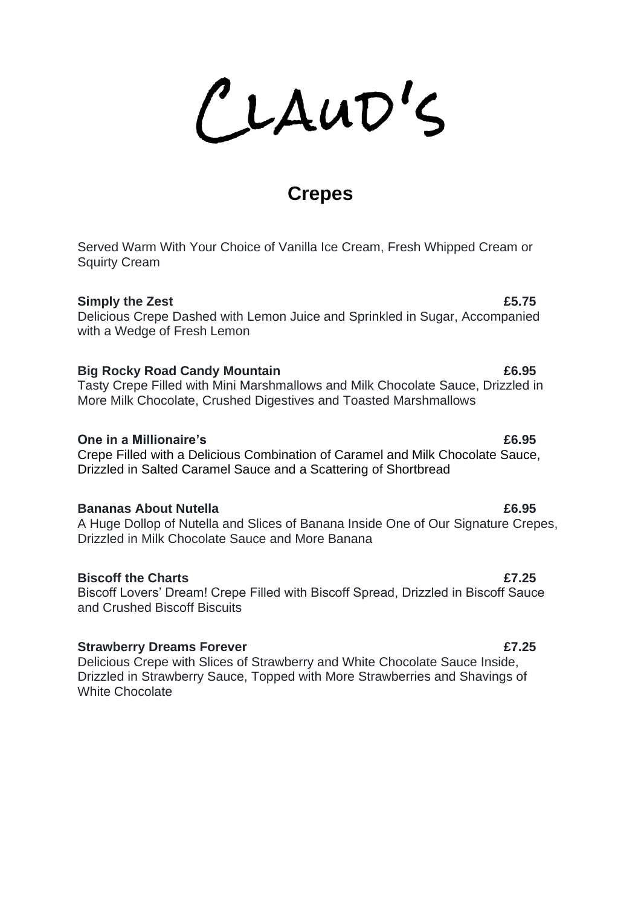# CLAUD'S

## Crepes

Served Warm With Your Choice of Vanilla Ice Cream, Fresh Whipped Cream or Squirty Cream

**Simply the Zest** **£5.75**
Delicious Crepe Dashed with Lemon Juice and Sprinkled in Sugar, Accompanied with a Wedge of Fresh Lemon

**Big Rocky Road Candy Mountain** **£6.95**
Tasty Crepe Filled with Mini Marshmallows and Milk Chocolate Sauce, Drizzled in More Milk Chocolate, Crushed Digestives and Toasted Marshmallows

**One in a Millionaire's** **£6.95**
Crepe Filled with a Delicious Combination of Caramel and Milk Chocolate Sauce, Drizzled in Salted Caramel Sauce and a Scattering of Shortbread

**Bananas About Nutella** **£6.95**
A Huge Dollop of Nutella and Slices of Banana Inside One of Our Signature Crepes, Drizzled in Milk Chocolate Sauce and More Banana

**Biscoff the Charts** **£7.25**
Biscoff Lovers' Dream! Crepe Filled with Biscoff Spread, Drizzled in Biscoff Sauce and Crushed Biscoff Biscuits

**Strawberry Dreams Forever** **£7.25**
Delicious Crepe with Slices of Strawberry and White Chocolate Sauce Inside, Drizzled in Strawberry Sauce, Topped with More Strawberries and Shavings of White Chocolate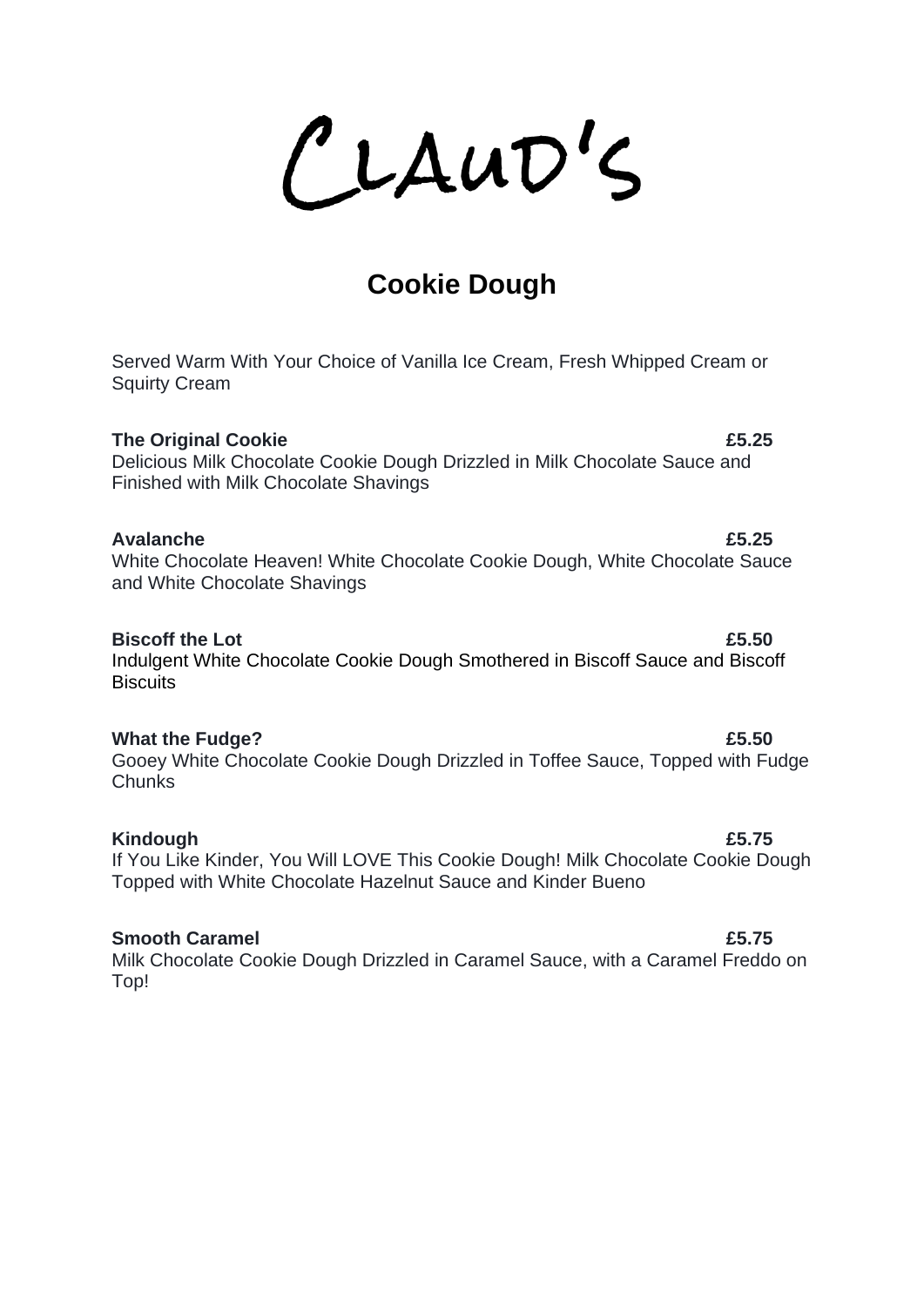# CLAUD'S

## Cookie Dough

Served Warm With Your Choice of Vanilla Ice Cream, Fresh Whipped Cream or Squirty Cream

**The Original Cookie** **£5.25**
Delicious Milk Chocolate Cookie Dough Drizzled in Milk Chocolate Sauce and Finished with Milk Chocolate Shavings

**Avalanche** **£5.25**
White Chocolate Heaven! White Chocolate Cookie Dough, White Chocolate Sauce and White Chocolate Shavings

**Biscoff the Lot** **£5.50**
Indulgent White Chocolate Cookie Dough Smothered in Biscoff Sauce and Biscoff Biscuits

**What the Fudge?** **£5.50**
Gooey White Chocolate Cookie Dough Drizzled in Toffee Sauce, Topped with Fudge Chunks

**Kindough** **£5.75**
If You Like Kinder, You Will LOVE This Cookie Dough! Milk Chocolate Cookie Dough Topped with White Chocolate Hazelnut Sauce and Kinder Bueno

**Smooth Caramel** **£5.75**
Milk Chocolate Cookie Dough Drizzled in Caramel Sauce, with a Caramel Freddo on Top!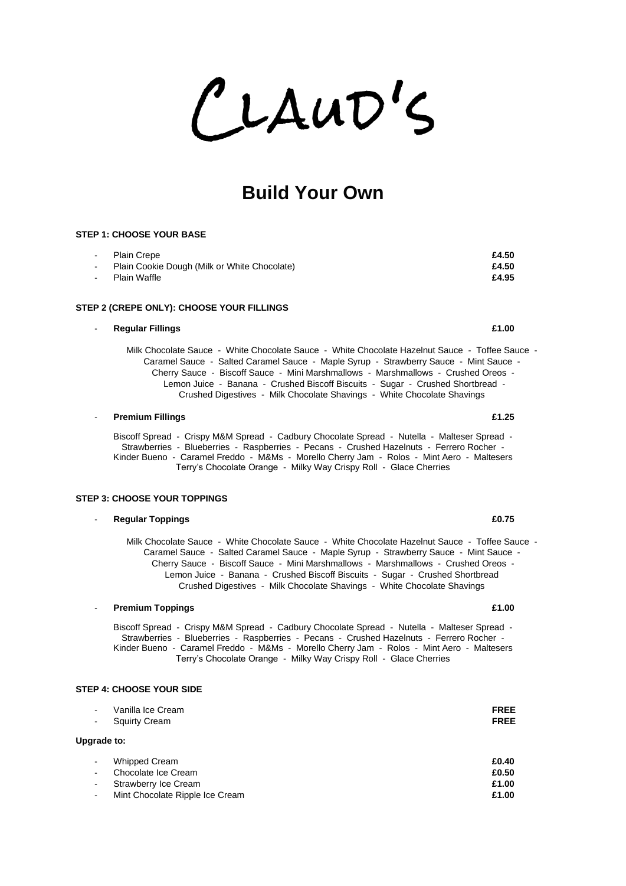# CLAUD'S

## Build Your Own

**STEP 1: CHOOSE YOUR BASE**

- Plain Crepe **£4.50**
- Plain Cookie Dough (Milk or White Chocolate) **£4.50**
- Plain Waffle **£4.95**

**STEP 2 (CREPE ONLY): CHOOSE YOUR FILLINGS**

- **Regular Fillings** **£1.00**

Milk Chocolate Sauce - White Chocolate Sauce - White Chocolate Hazelnut Sauce - Toffee Sauce - Caramel Sauce - Salted Caramel Sauce - Maple Syrup - Strawberry Sauce - Mint Sauce - Cherry Sauce - Biscoff Sauce - Mini Marshmallows - Marshmallows - Crushed Oreos - Lemon Juice - Banana - Crushed Biscoff Biscuits - Sugar - Crushed Shortbread - Crushed Digestives - Milk Chocolate Shavings - White Chocolate Shavings

- **Premium Fillings** **£1.25**

Biscoff Spread - Crispy M&M Spread - Cadbury Chocolate Spread - Nutella - Malteser Spread - Strawberries - Blueberries - Raspberries - Pecans - Crushed Hazelnuts - Ferrero Rocher - Kinder Bueno - Caramel Freddo - M&Ms - Morello Cherry Jam - Rolos - Mint Aero - Maltesers Terry's Chocolate Orange - Milky Way Crispy Roll - Glace Cherries

**STEP 3: CHOOSE YOUR TOPPINGS**

- **Regular Toppings** **£0.75**

Milk Chocolate Sauce - White Chocolate Sauce - White Chocolate Hazelnut Sauce - Toffee Sauce - Caramel Sauce - Salted Caramel Sauce - Maple Syrup - Strawberry Sauce - Mint Sauce - Cherry Sauce - Biscoff Sauce - Mini Marshmallows - Marshmallows - Crushed Oreos - Lemon Juice - Banana - Crushed Biscoff Biscuits - Sugar - Crushed Shortbread Crushed Digestives - Milk Chocolate Shavings - White Chocolate Shavings

- **Premium Toppings** **£1.00**

Biscoff Spread - Crispy M&M Spread - Cadbury Chocolate Spread - Nutella - Malteser Spread - Strawberries - Blueberries - Raspberries - Pecans - Crushed Hazelnuts - Ferrero Rocher - Kinder Bueno - Caramel Freddo - M&Ms - Morello Cherry Jam - Rolos - Mint Aero - Maltesers Terry's Chocolate Orange - Milky Way Crispy Roll - Glace Cherries

**STEP 4: CHOOSE YOUR SIDE**

- Vanilla Ice Cream **FREE**
- Squirty Cream **FREE**

**Upgrade to:**

- Whipped Cream **£0.40**
- Chocolate Ice Cream **£0.50**
- Strawberry Ice Cream **£1.00**
- Mint Chocolate Ripple Ice Cream **£1.00**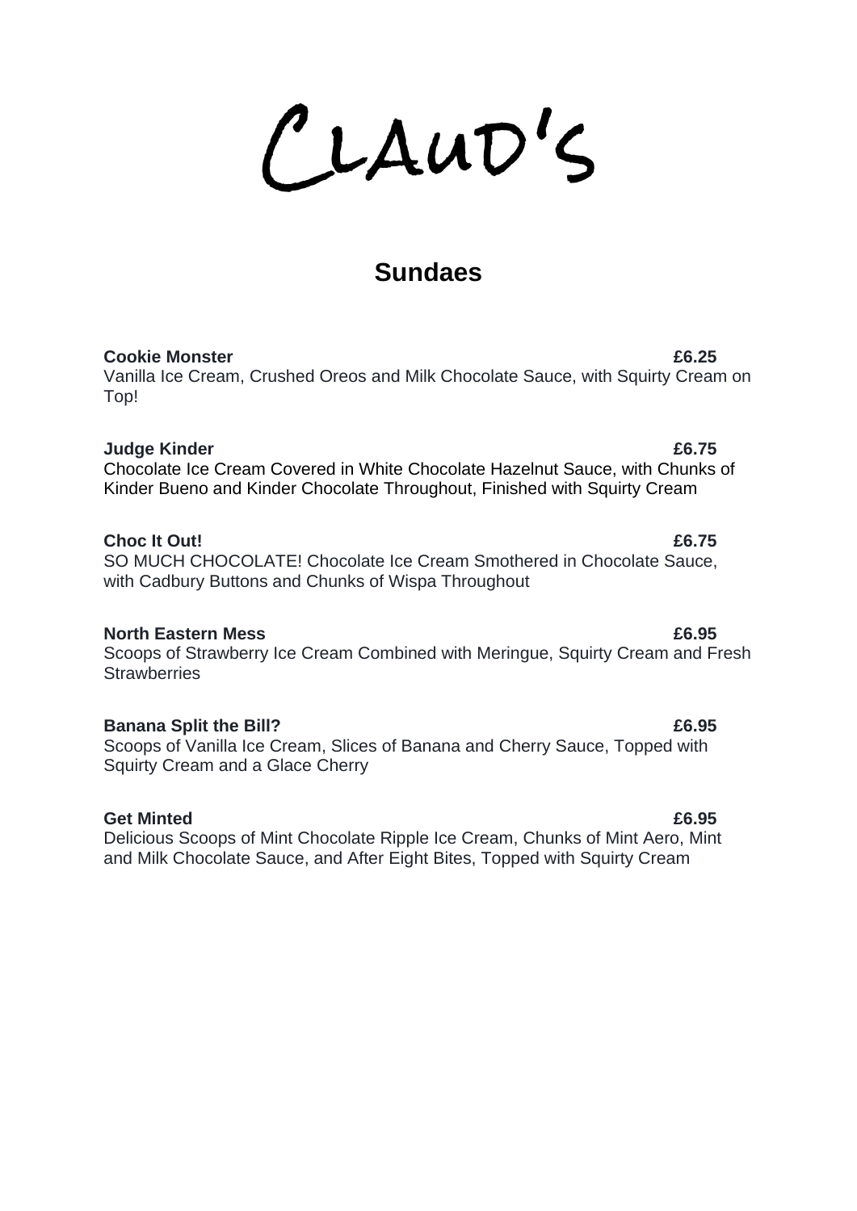# CLAUD'S

## Sundaes

**Cookie Monster** **£6.25**
Vanilla Ice Cream, Crushed Oreos and Milk Chocolate Sauce, with Squirty Cream on Top!

**Judge Kinder** **£6.75**
Chocolate Ice Cream Covered in White Chocolate Hazelnut Sauce, with Chunks of Kinder Bueno and Kinder Chocolate Throughout, Finished with Squirty Cream

**Choc It Out!** **£6.75**
SO MUCH CHOCOLATE! Chocolate Ice Cream Smothered in Chocolate Sauce, with Cadbury Buttons and Chunks of Wispa Throughout

**North Eastern Mess** **£6.95**
Scoops of Strawberry Ice Cream Combined with Meringue, Squirty Cream and Fresh Strawberries

**Banana Split the Bill?** **£6.95**
Scoops of Vanilla Ice Cream, Slices of Banana and Cherry Sauce, Topped with Squirty Cream and a Glace Cherry

**Get Minted** **£6.95**
Delicious Scoops of Mint Chocolate Ripple Ice Cream, Chunks of Mint Aero, Mint and Milk Chocolate Sauce, and After Eight Bites, Topped with Squirty Cream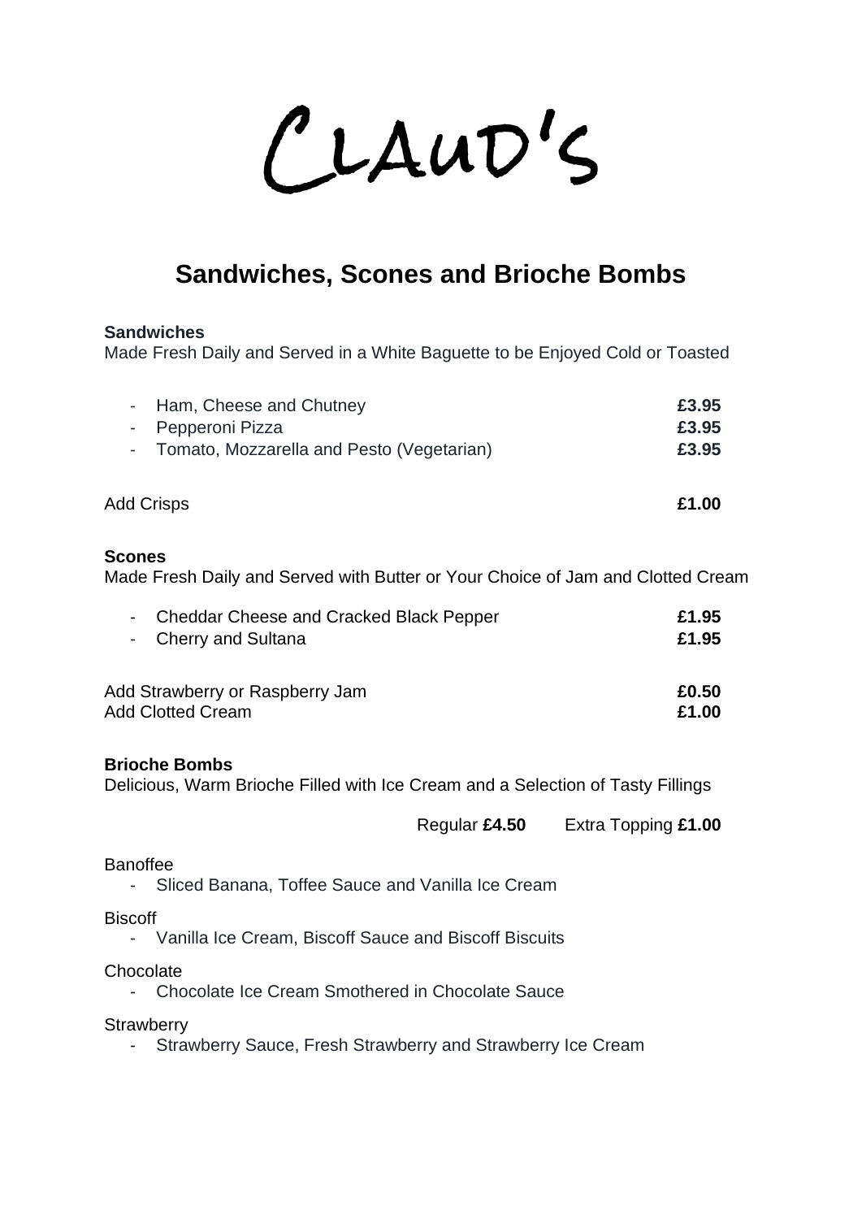# CLAUD'S

## Sandwiches, Scones and Brioche Bombs

**Sandwiches**
Made Fresh Daily and Served in a White Baguette to be Enjoyed Cold or Toasted

- Ham, Cheese and Chutney **£3.95**
- Pepperoni Pizza **£3.95**
- Tomato, Mozzarella and Pesto (Vegetarian) **£3.95**

Add Crisps **£1.00**

**Scones**
Made Fresh Daily and Served with Butter or Your Choice of Jam and Clotted Cream

- Cheddar Cheese and Cracked Black Pepper **£1.95**
- Cherry and Sultana **£1.95**

Add Strawberry or Raspberry Jam **£0.50**
Add Clotted Cream **£1.00**

**Brioche Bombs**
Delicious, Warm Brioche Filled with Ice Cream and a Selection of Tasty Fillings

Regular **£4.50** Extra Topping **£1.00**

Banoffee
- Sliced Banana, Toffee Sauce and Vanilla Ice Cream

Biscoff
- Vanilla Ice Cream, Biscoff Sauce and Biscoff Biscuits

Chocolate
- Chocolate Ice Cream Smothered in Chocolate Sauce

Strawberry
- Strawberry Sauce, Fresh Strawberry and Strawberry Ice Cream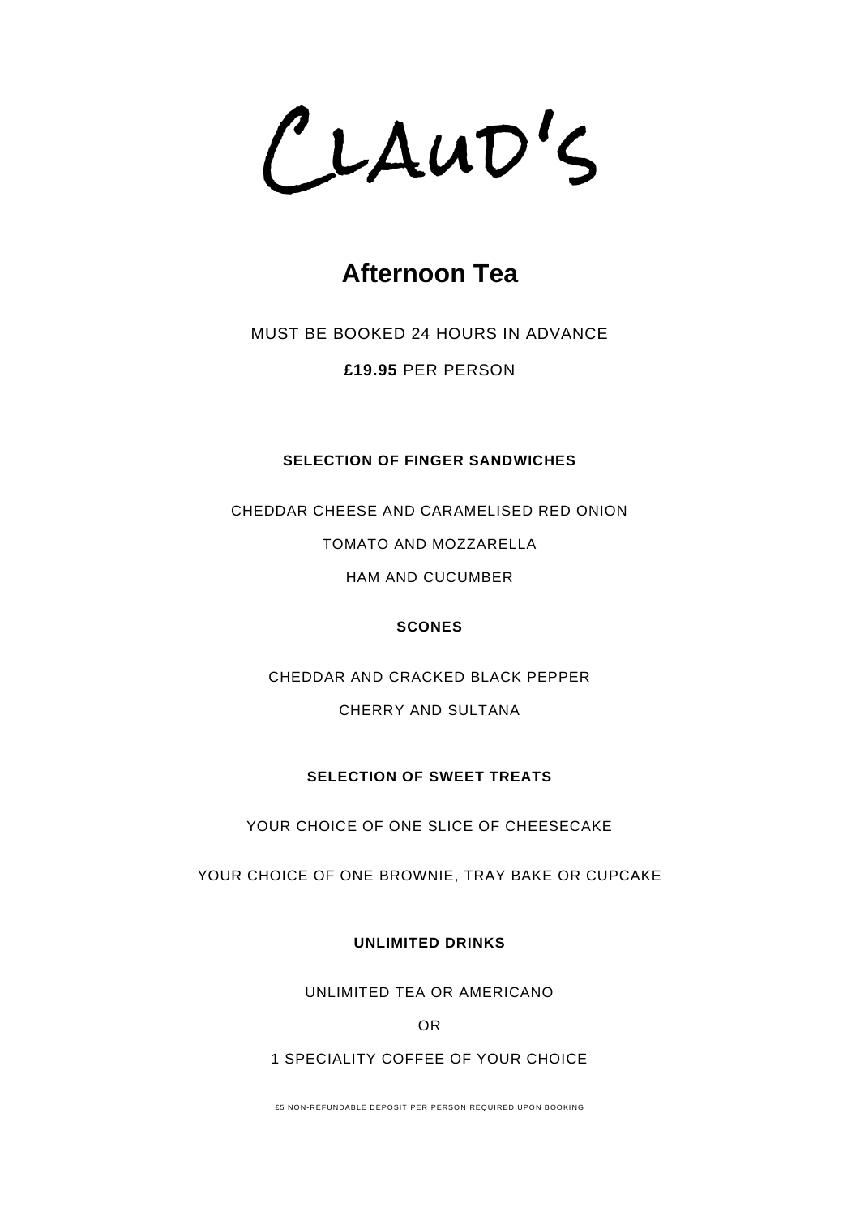# CLAUD'S

## Afternoon Tea

MUST BE BOOKED 24 HOURS IN ADVANCE

**£19.95** PER PERSON

**SELECTION OF FINGER SANDWICHES**

CHEDDAR CHEESE AND CARAMELISED RED ONION

TOMATO AND MOZZARELLA

HAM AND CUCUMBER

**SCONES**

CHEDDAR AND CRACKED BLACK PEPPER

CHERRY AND SULTANA

**SELECTION OF SWEET TREATS**

YOUR CHOICE OF ONE SLICE OF CHEESECAKE

YOUR CHOICE OF ONE BROWNIE, TRAY BAKE OR CUPCAKE

**UNLIMITED DRINKS**

UNLIMITED TEA OR AMERICANO

OR

1 SPECIALITY COFFEE OF YOUR CHOICE

£5 NON-REFUNDABLE DEPOSIT PER PERSON REQUIRED UPON BOOKING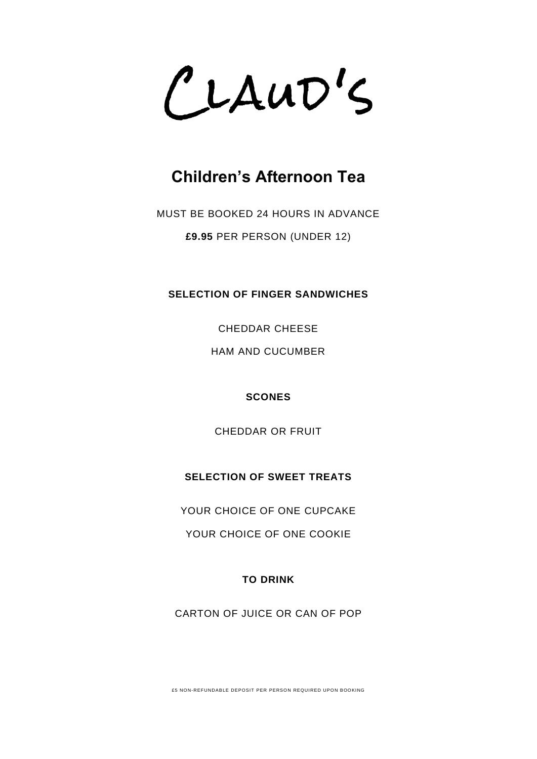# Claud's

## Children's Afternoon Tea

MUST BE BOOKED 24 HOURS IN ADVANCE

**£9.95** PER PERSON (UNDER 12)

**SELECTION OF FINGER SANDWICHES**

CHEDDAR CHEESE

HAM AND CUCUMBER

**SCONES**

CHEDDAR OR FRUIT

**SELECTION OF SWEET TREATS**

YOUR CHOICE OF ONE CUPCAKE

YOUR CHOICE OF ONE COOKIE

**TO DRINK**

CARTON OF JUICE OR CAN OF POP

£5 NON-REFUNDABLE DEPOSIT PER PERSON REQUIRED UPON BOOKING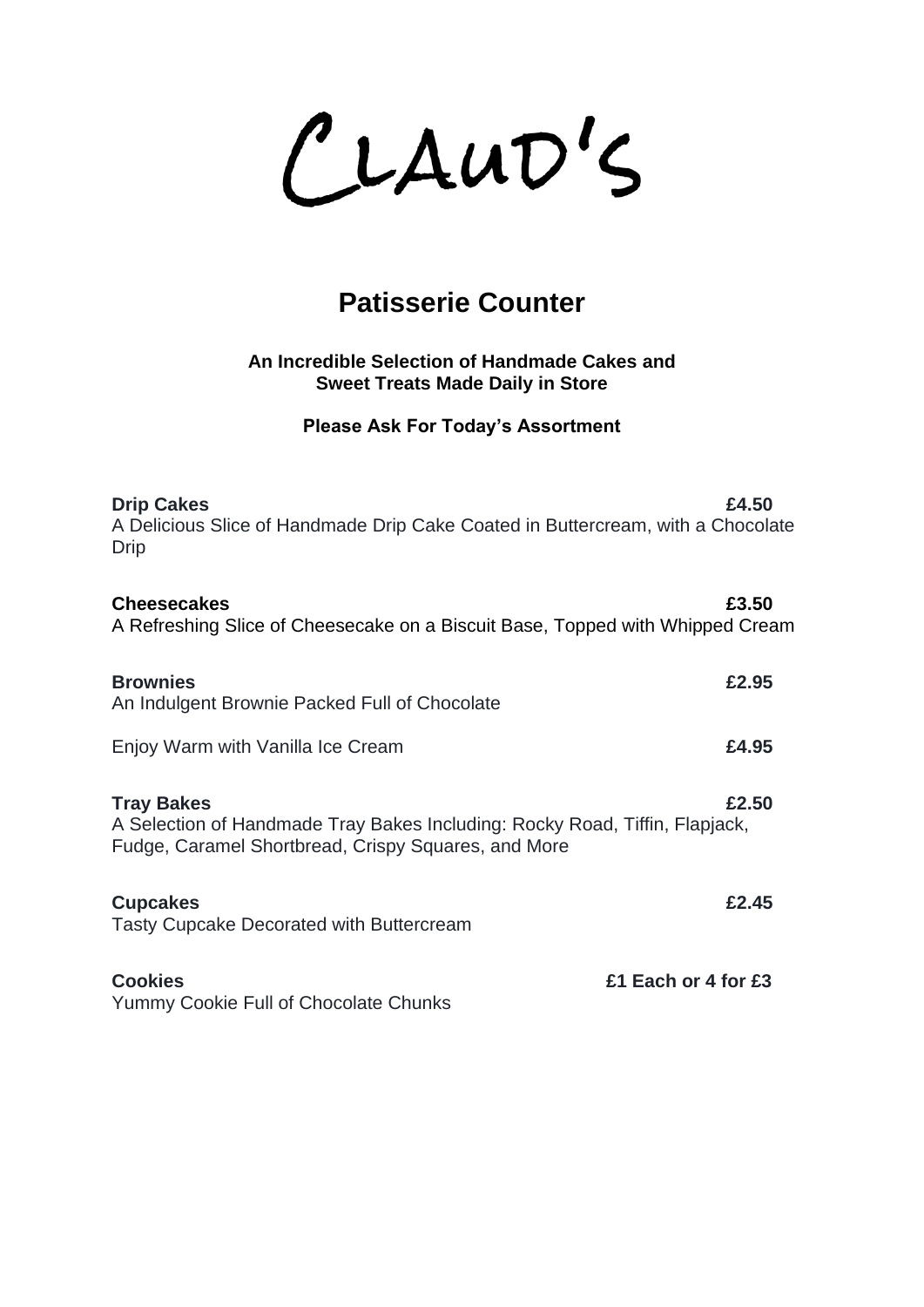# CLAUD'S

## Patisserie Counter

**An Incredible Selection of Handmade Cakes and Sweet Treats Made Daily in Store**

**Please Ask For Today's Assortment**

**Drip Cakes** **£4.50**
A Delicious Slice of Handmade Drip Cake Coated in Buttercream, with a Chocolate Drip

**Cheesecakes** **£3.50**
A Refreshing Slice of Cheesecake on a Biscuit Base, Topped with Whipped Cream

**Brownies** **£2.95**
An Indulgent Brownie Packed Full of Chocolate

Enjoy Warm with Vanilla Ice Cream **£4.95**

**Tray Bakes** **£2.50**
A Selection of Handmade Tray Bakes Including: Rocky Road, Tiffin, Flapjack, Fudge, Caramel Shortbread, Crispy Squares, and More

**Cupcakes** **£2.45**
Tasty Cupcake Decorated with Buttercream

**Cookies** **£1 Each or 4 for £3**
Yummy Cookie Full of Chocolate Chunks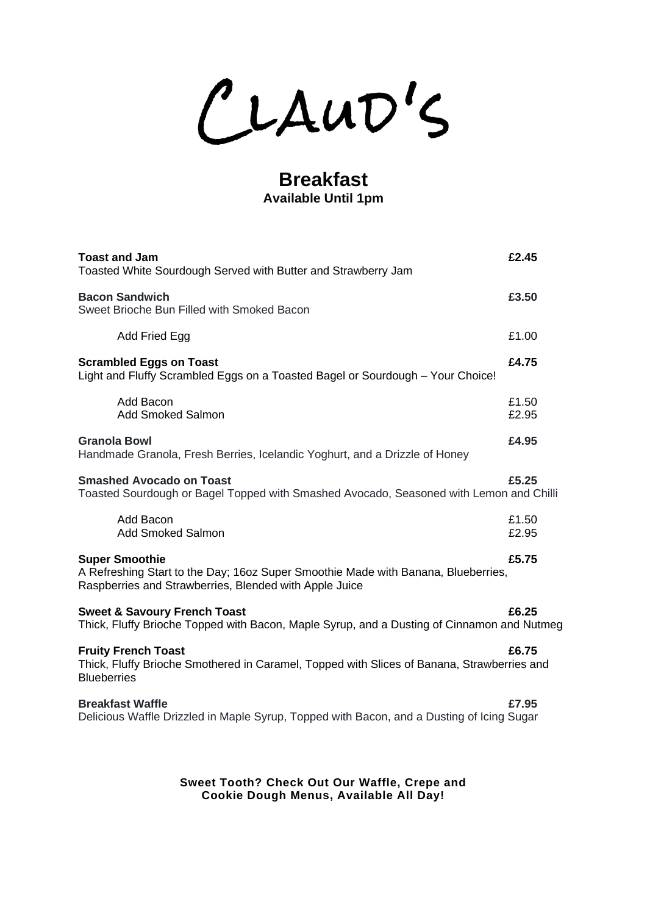# CLAUD'S

## Breakfast

**Available Until 1pm**

**Toast and Jam** **£2.45**
Toasted White Sourdough Served with Butter and Strawberry Jam

**Bacon Sandwich** **£3.50**
Sweet Brioche Bun Filled with Smoked Bacon

- Add Fried Egg £1.00

**Scrambled Eggs on Toast** **£4.75**
Light and Fluffy Scrambled Eggs on a Toasted Bagel or Sourdough – Your Choice!

- Add Bacon £1.50
- Add Smoked Salmon £2.95

**Granola Bowl** **£4.95**
Handmade Granola, Fresh Berries, Icelandic Yoghurt, and a Drizzle of Honey

**Smashed Avocado on Toast** **£5.25**
Toasted Sourdough or Bagel Topped with Smashed Avocado, Seasoned with Lemon and Chilli

- Add Bacon £1.50
- Add Smoked Salmon £2.95

**Super Smoothie** **£5.75**
A Refreshing Start to the Day; 16oz Super Smoothie Made with Banana, Blueberries, Raspberries and Strawberries, Blended with Apple Juice

**Sweet & Savoury French Toast** **£6.25**
Thick, Fluffy Brioche Topped with Bacon, Maple Syrup, and a Dusting of Cinnamon and Nutmeg

**Fruity French Toast** **£6.75**
Thick, Fluffy Brioche Smothered in Caramel, Topped with Slices of Banana, Strawberries and Blueberries

**Breakfast Waffle** **£7.95**
Delicious Waffle Drizzled in Maple Syrup, Topped with Bacon, and a Dusting of Icing Sugar

**Sweet Tooth? Check Out Our Waffle, Crepe and Cookie Dough Menus, Available All Day!**